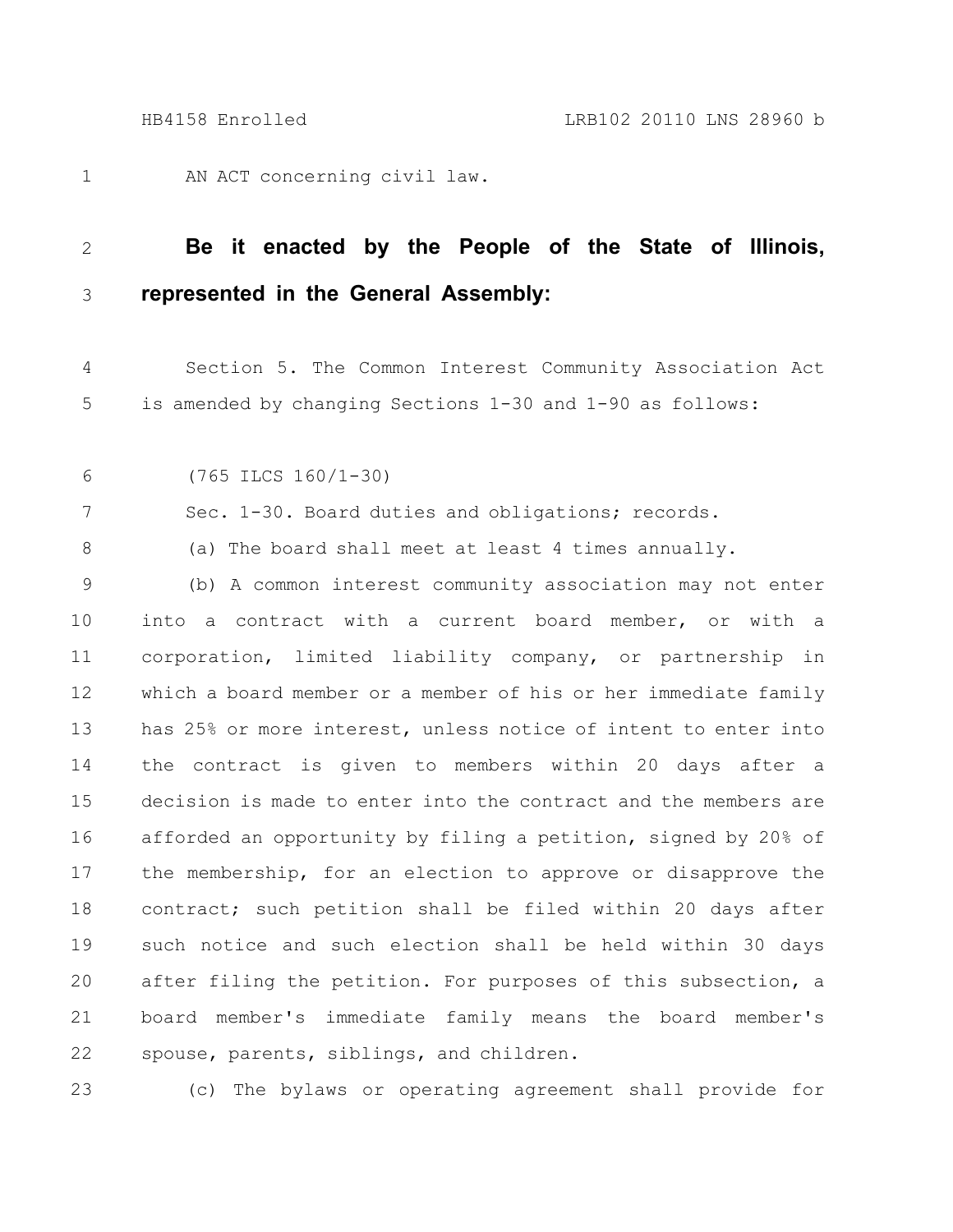AN ACT concerning civil law.

**Be it enacted by the People of the State of Illinois, represented in the General Assembly:**

Section 5. The Common Interest Community Association Act is amended by changing Sections 1-30 and 1-90 as follows:

(765 ILCS 160/1-30)

Sec. 1-30. Board duties and obligations; records.

(a) The board shall meet at least 4 times annually.

(b) A common interest community association may not enter into a contract with a current board member, or with a corporation, limited liability company, or partnership in which a board member or a member of his or her immediate family has 25% or more interest, unless notice of intent to enter into the contract is given to members within 20 days after a decision is made to enter into the contract and the members are afforded an opportunity by filing a petition, signed by 20% of the membership, for an election to approve or disapprove the contract; such petition shall be filed within 20 days after such notice and such election shall be held within 30 days after filing the petition. For purposes of this subsection, a board member's immediate family means the board member's spouse, parents, siblings, and children.

(c) The bylaws or operating agreement shall provide for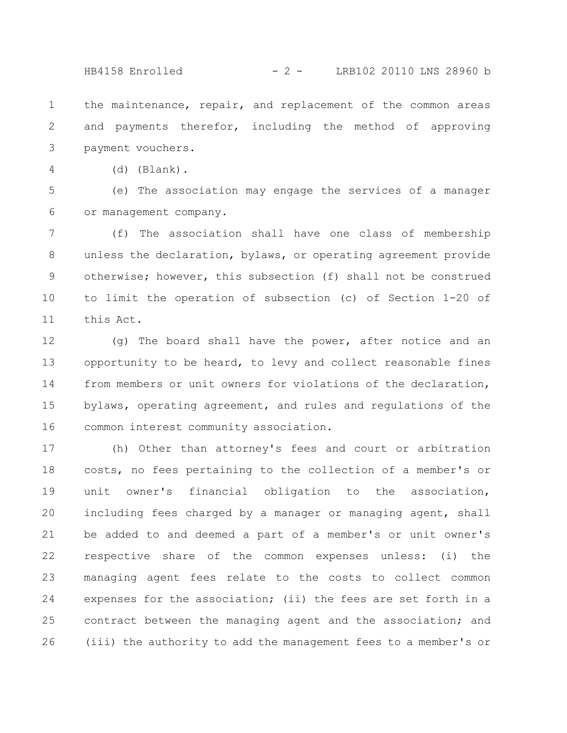the maintenance, repair, and replacement of the common areas and payments therefor, including the method of approving payment vouchers.

(d) (Blank).

(e) The association may engage the services of a manager or management company.

(f) The association shall have one class of membership unless the declaration, bylaws, or operating agreement provide otherwise; however, this subsection (f) shall not be construed to limit the operation of subsection (c) of Section 1-20 of this Act.

(g) The board shall have the power, after notice and an opportunity to be heard, to levy and collect reasonable fines from members or unit owners for violations of the declaration, bylaws, operating agreement, and rules and regulations of the common interest community association.

(h) Other than attorney's fees and court or arbitration costs, no fees pertaining to the collection of a member's or unit owner's financial obligation to the association, including fees charged by a manager or managing agent, shall be added to and deemed a part of a member's or unit owner's respective share of the common expenses unless: (i) the managing agent fees relate to the costs to collect common expenses for the association; (ii) the fees are set forth in a contract between the managing agent and the association; and (iii) the authority to add the management fees to a member's or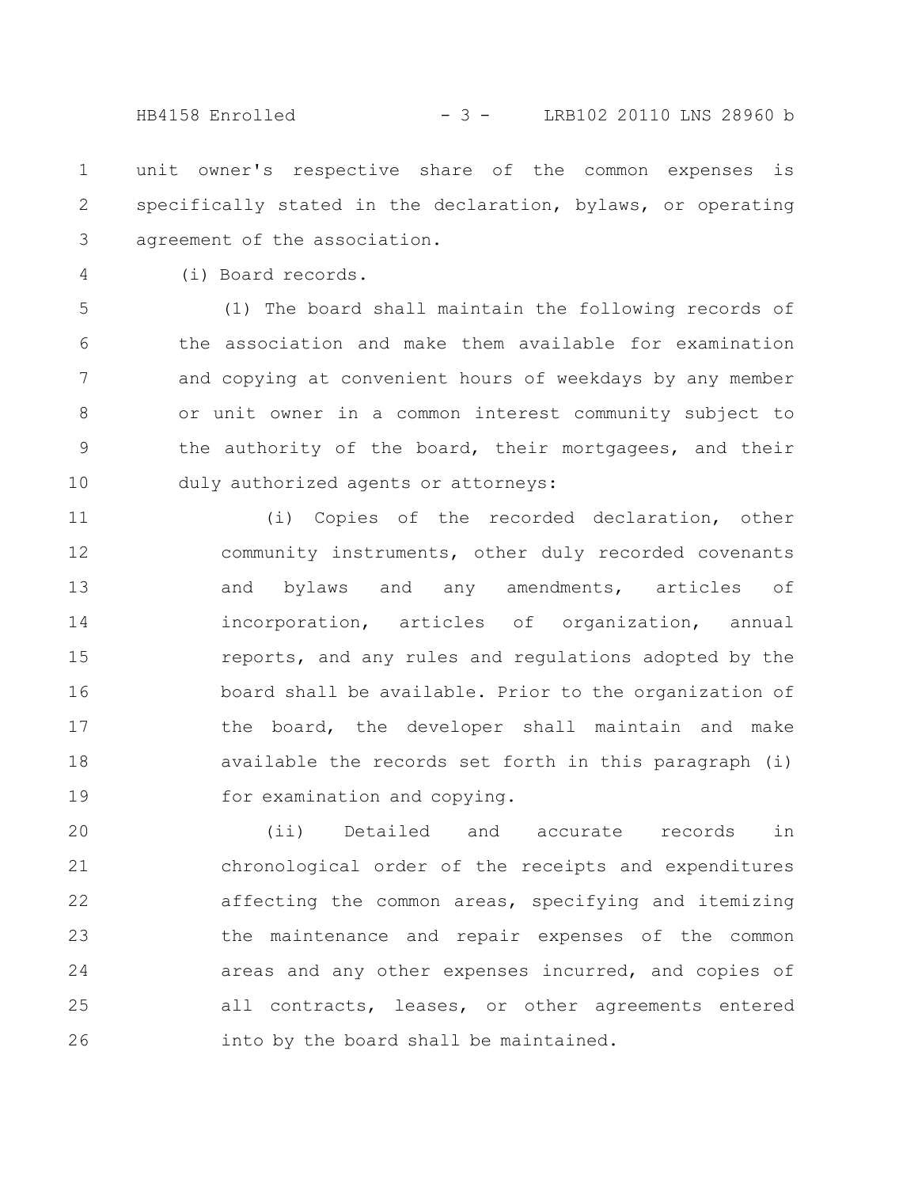unit owner's respective share of the common expenses is specifically stated in the declaration, bylaws, or operating agreement of the association.

(i) Board records.

(1) The board shall maintain the following records of the association and make them available for examination and copying at convenient hours of weekdays by any member or unit owner in a common interest community subject to the authority of the board, their mortgagees, and their duly authorized agents or attorneys:

(i) Copies of the recorded declaration, other community instruments, other duly recorded covenants and bylaws and any amendments, articles of incorporation, articles of organization, annual reports, and any rules and regulations adopted by the board shall be available. Prior to the organization of the board, the developer shall maintain and make available the records set forth in this paragraph (i) for examination and copying.

(ii) Detailed and accurate records in chronological order of the receipts and expenditures affecting the common areas, specifying and itemizing the maintenance and repair expenses of the common areas and any other expenses incurred, and copies of all contracts, leases, or other agreements entered into by the board shall be maintained.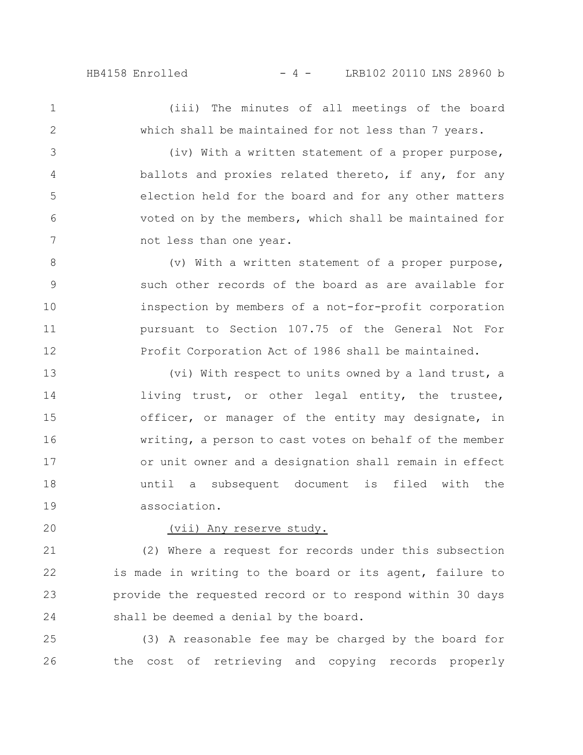(iii) The minutes of all meetings of the board which shall be maintained for not less than 7 years.

(iv) With a written statement of a proper purpose, ballots and proxies related thereto, if any, for any election held for the board and for any other matters voted on by the members, which shall be maintained for not less than one year.

(v) With a written statement of a proper purpose, such other records of the board as are available for inspection by members of a not-for-profit corporation pursuant to Section 107.75 of the General Not For Profit Corporation Act of 1986 shall be maintained.

(vi) With respect to units owned by a land trust, a living trust, or other legal entity, the trustee, officer, or manager of the entity may designate, in writing, a person to cast votes on behalf of the member or unit owner and a designation shall remain in effect until a subsequent document is filed with the association.

(vii) Any reserve study.

(2) Where a request for records under this subsection is made in writing to the board or its agent, failure to provide the requested record or to respond within 30 days shall be deemed a denial by the board.

(3) A reasonable fee may be charged by the board for the cost of retrieving and copying records properly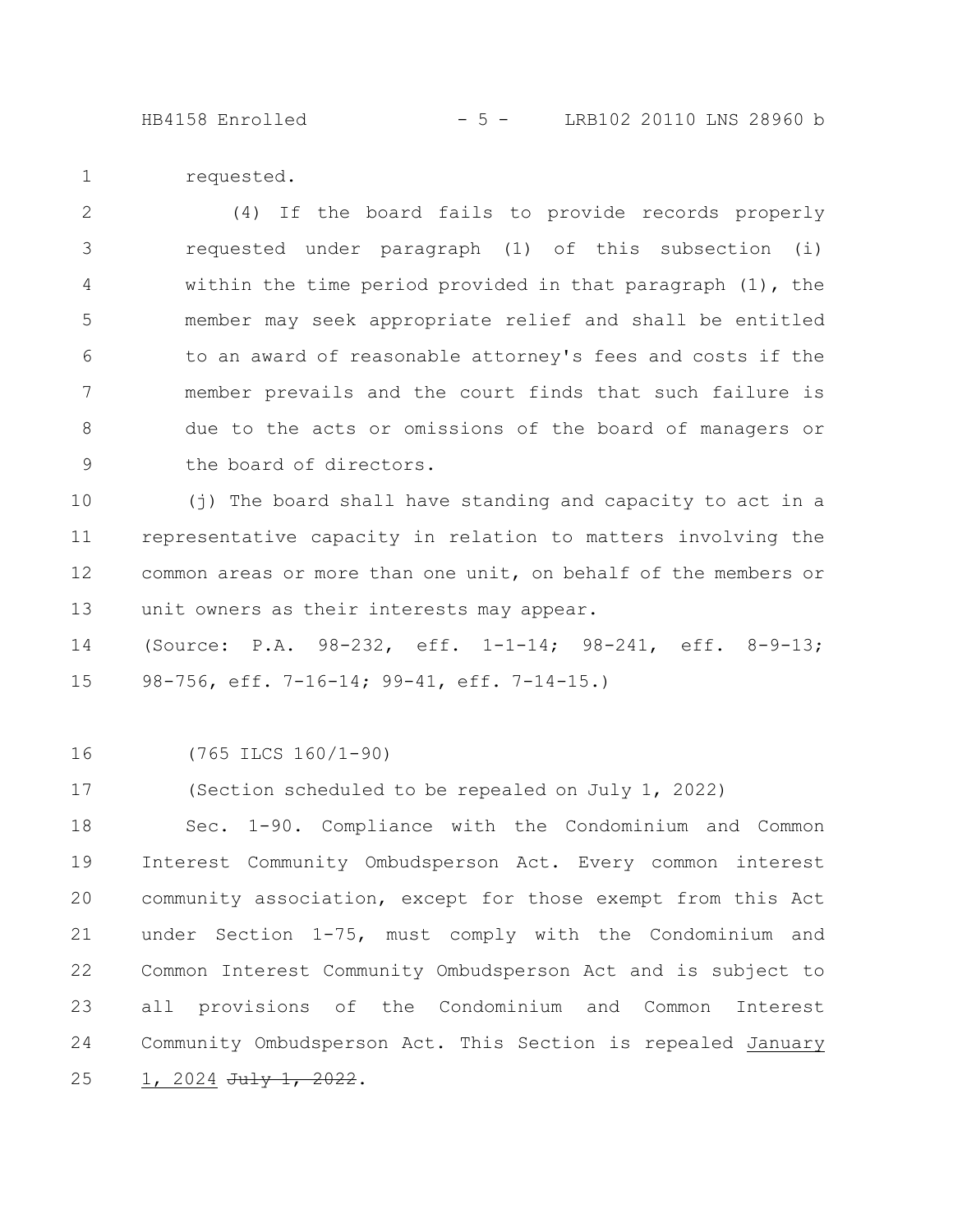requested.

(4) If the board fails to provide records properly requested under paragraph (1) of this subsection (i) within the time period provided in that paragraph (1), the member may seek appropriate relief and shall be entitled to an award of reasonable attorney's fees and costs if the member prevails and the court finds that such failure is due to the acts or omissions of the board of managers or the board of directors.

(j) The board shall have standing and capacity to act in a representative capacity in relation to matters involving the common areas or more than one unit, on behalf of the members or unit owners as their interests may appear.

(Source: P.A. 98-232, eff. 1-1-14; 98-241, eff. 8-9-13; 98-756, eff. 7-16-14; 99-41, eff. 7-14-15.)

(765 ILCS 160/1-90)

(Section scheduled to be repealed on July 1, 2022)

Sec. 1-90. Compliance with the Condominium and Common Interest Community Ombudsperson Act. Every common interest community association, except for those exempt from this Act under Section 1-75, must comply with the Condominium and Common Interest Community Ombudsperson Act and is subject to all provisions of the Condominium and Common Interest Community Ombudsperson Act. This Section is repealed <u>January 1, 2024</u> ~~July 1, 2022~~.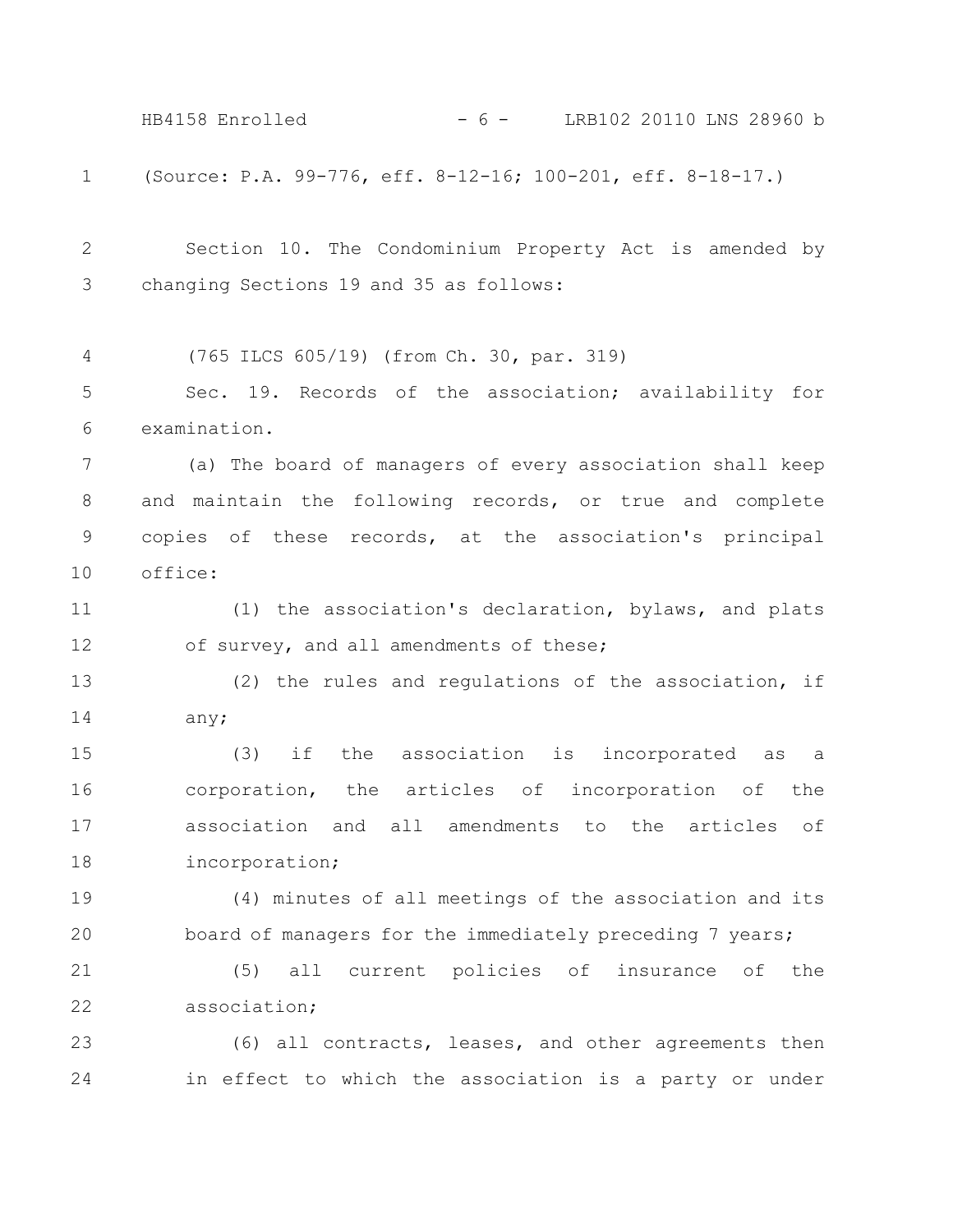(Source: P.A. 99-776, eff. 8-12-16; 100-201, eff. 8-18-17.)

Section 10. The Condominium Property Act is amended by changing Sections 19 and 35 as follows:

(765 ILCS 605/19) (from Ch. 30, par. 319)

Sec. 19. Records of the association; availability for examination.

(a) The board of managers of every association shall keep and maintain the following records, or true and complete copies of these records, at the association's principal office:

(1) the association's declaration, bylaws, and plats of survey, and all amendments of these;

(2) the rules and regulations of the association, if any;

(3) if the association is incorporated as a corporation, the articles of incorporation of the association and all amendments to the articles of incorporation;

(4) minutes of all meetings of the association and its board of managers for the immediately preceding 7 years;

(5) all current policies of insurance of the association;

(6) all contracts, leases, and other agreements then in effect to which the association is a party or under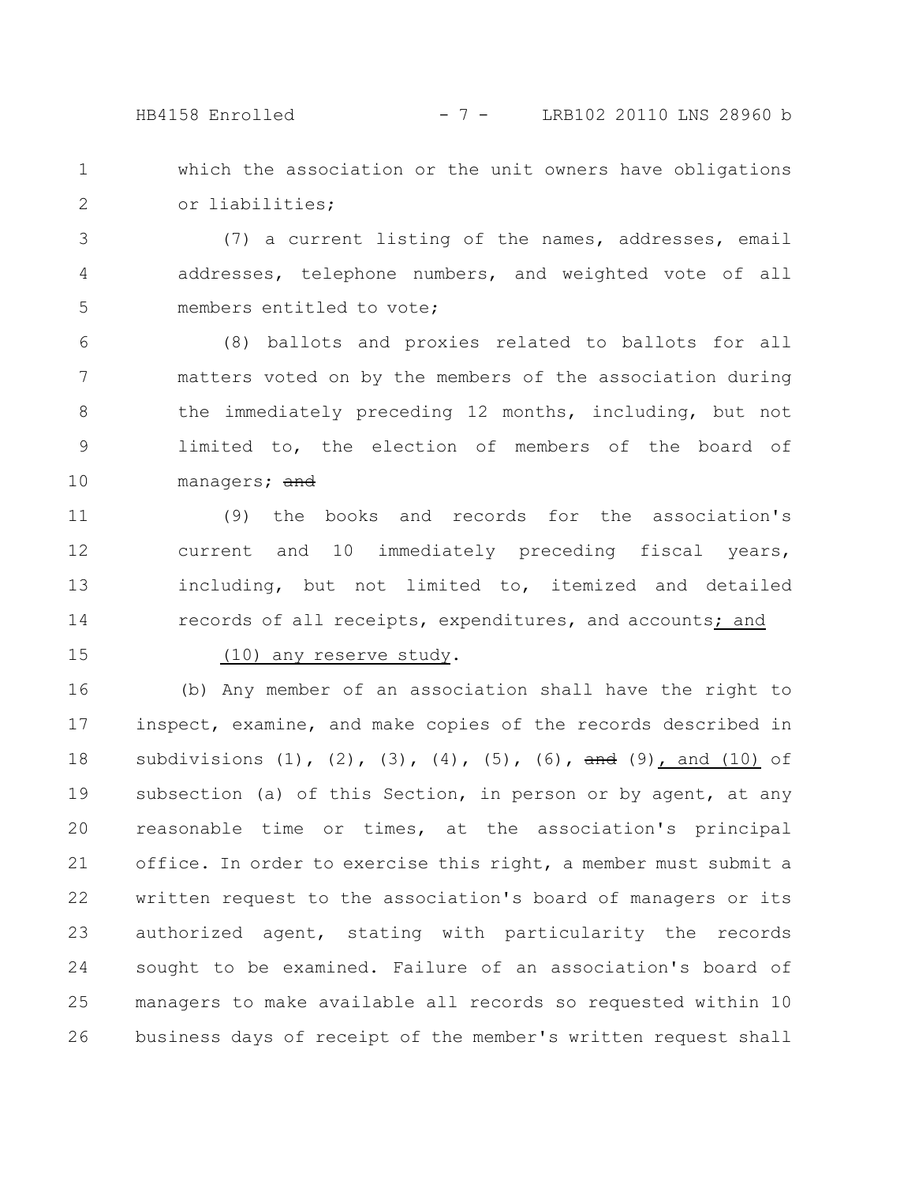which the association or the unit owners have obligations or liabilities;

(7) a current listing of the names, addresses, email addresses, telephone numbers, and weighted vote of all members entitled to vote;

(8) ballots and proxies related to ballots for all matters voted on by the members of the association during the immediately preceding 12 months, including, but not limited to, the election of members of the board of managers; ~~and~~

(9) the books and records for the association's current and 10 immediately preceding fiscal years, including, but not limited to, itemized and detailed records of all receipts, expenditures, and accounts; and

(10) any reserve study.

(b) Any member of an association shall have the right to inspect, examine, and make copies of the records described in subdivisions (1), (2), (3), (4), (5), (6), ~~and~~ (9), and (10) of subsection (a) of this Section, in person or by agent, at any reasonable time or times, at the association's principal office. In order to exercise this right, a member must submit a written request to the association's board of managers or its authorized agent, stating with particularity the records sought to be examined. Failure of an association's board of managers to make available all records so requested within 10 business days of receipt of the member's written request shall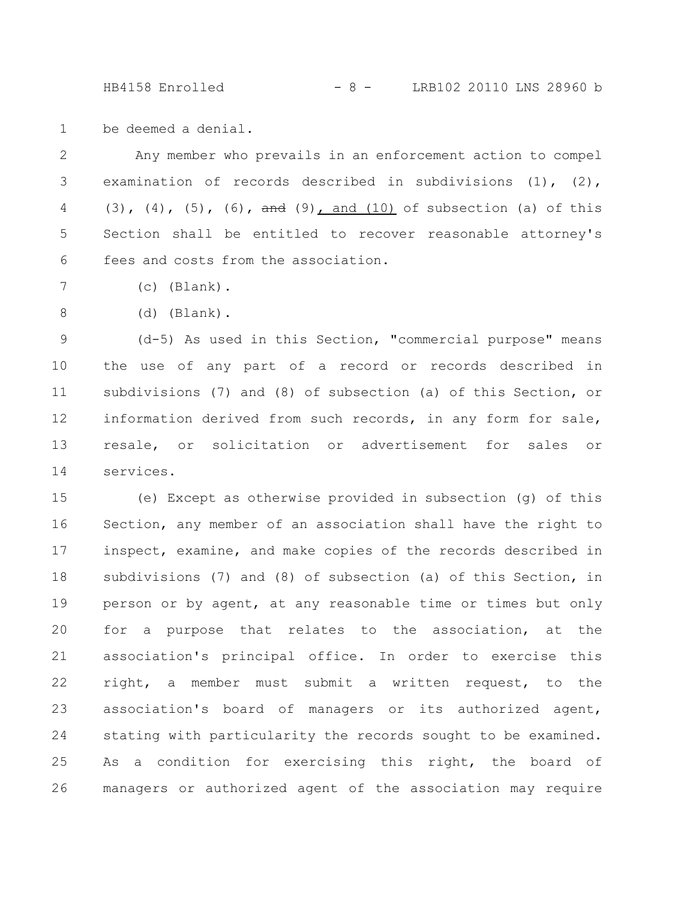be deemed a denial.

Any member who prevails in an enforcement action to compel examination of records described in subdivisions (1), (2), (3), (4), (5), (6), ~~and~~ (9), and (10) of subsection (a) of this Section shall be entitled to recover reasonable attorney's fees and costs from the association.

(c) (Blank).

(d) (Blank).

(d-5) As used in this Section, "commercial purpose" means the use of any part of a record or records described in subdivisions (7) and (8) of subsection (a) of this Section, or information derived from such records, in any form for sale, resale, or solicitation or advertisement for sales or services.

(e) Except as otherwise provided in subsection (g) of this Section, any member of an association shall have the right to inspect, examine, and make copies of the records described in subdivisions (7) and (8) of subsection (a) of this Section, in person or by agent, at any reasonable time or times but only for a purpose that relates to the association, at the association's principal office. In order to exercise this right, a member must submit a written request, to the association's board of managers or its authorized agent, stating with particularity the records sought to be examined. As a condition for exercising this right, the board of managers or authorized agent of the association may require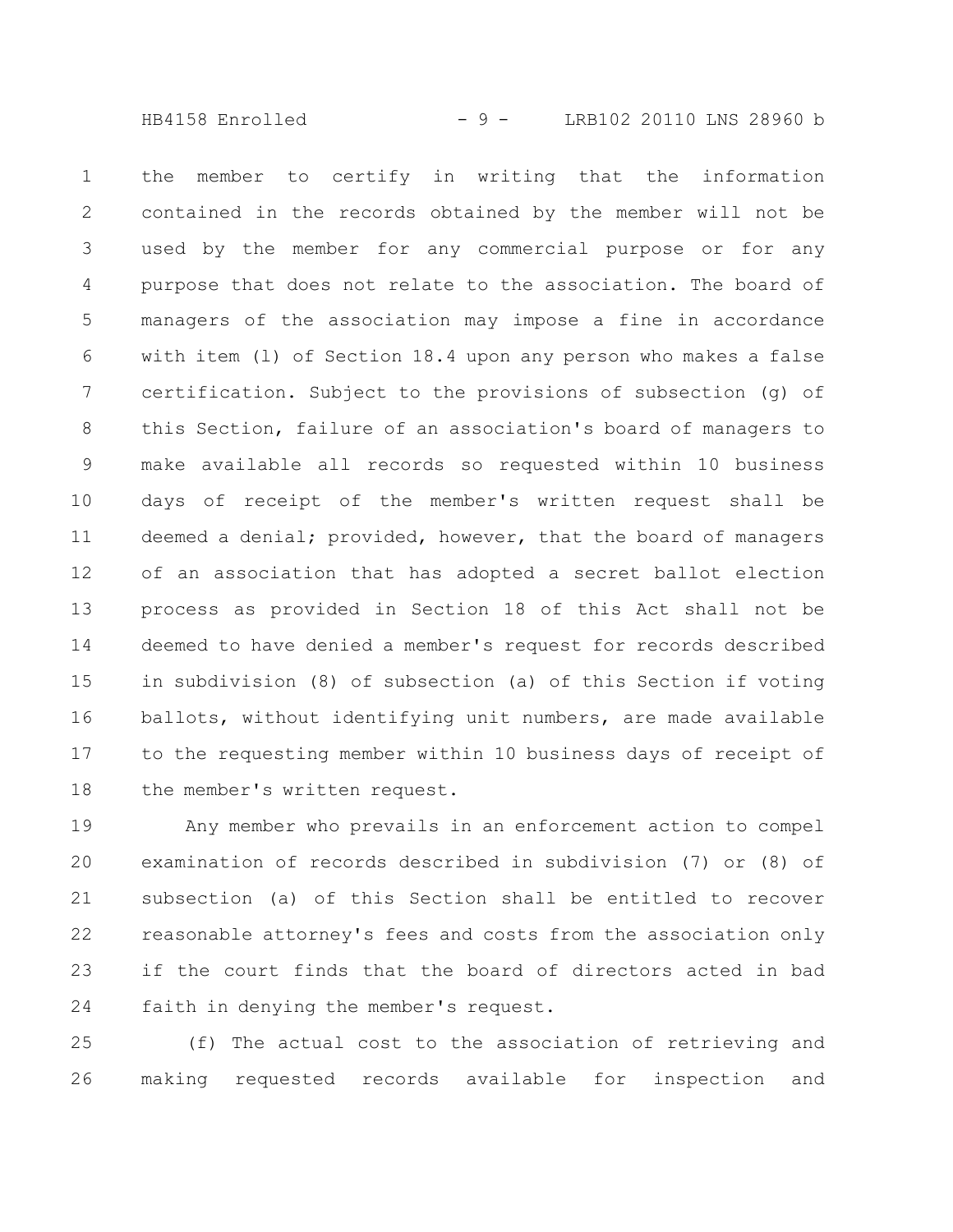the member to certify in writing that the information contained in the records obtained by the member will not be used by the member for any commercial purpose or for any purpose that does not relate to the association. The board of managers of the association may impose a fine in accordance with item (l) of Section 18.4 upon any person who makes a false certification. Subject to the provisions of subsection (g) of this Section, failure of an association's board of managers to make available all records so requested within 10 business days of receipt of the member's written request shall be deemed a denial; provided, however, that the board of managers of an association that has adopted a secret ballot election process as provided in Section 18 of this Act shall not be deemed to have denied a member's request for records described in subdivision (8) of subsection (a) of this Section if voting ballots, without identifying unit numbers, are made available to the requesting member within 10 business days of receipt of the member's written request.

Any member who prevails in an enforcement action to compel examination of records described in subdivision (7) or (8) of subsection (a) of this Section shall be entitled to recover reasonable attorney's fees and costs from the association only if the court finds that the board of directors acted in bad faith in denying the member's request.

(f) The actual cost to the association of retrieving and making requested records available for inspection and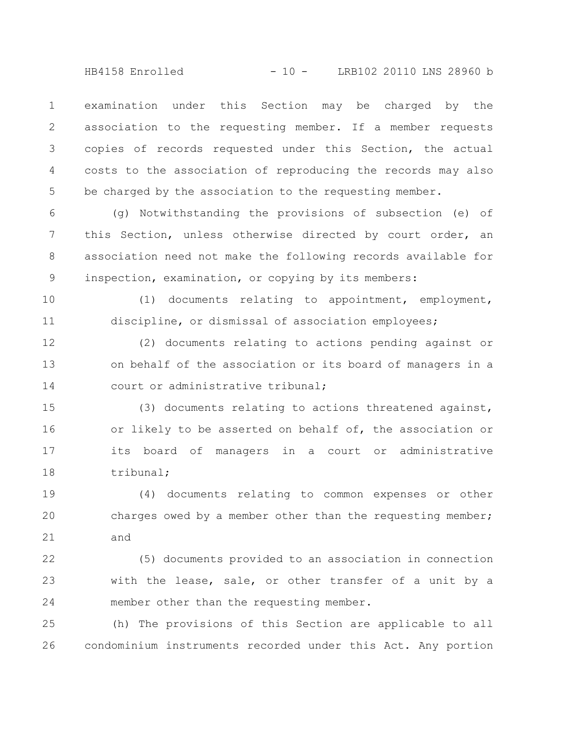examination under this Section may be charged by the association to the requesting member. If a member requests copies of records requested under this Section, the actual costs to the association of reproducing the records may also be charged by the association to the requesting member.

(g) Notwithstanding the provisions of subsection (e) of this Section, unless otherwise directed by court order, an association need not make the following records available for inspection, examination, or copying by its members:

(1) documents relating to appointment, employment, discipline, or dismissal of association employees;

(2) documents relating to actions pending against or on behalf of the association or its board of managers in a court or administrative tribunal;

(3) documents relating to actions threatened against, or likely to be asserted on behalf of, the association or its board of managers in a court or administrative tribunal;

(4) documents relating to common expenses or other charges owed by a member other than the requesting member; and

(5) documents provided to an association in connection with the lease, sale, or other transfer of a unit by a member other than the requesting member.

(h) The provisions of this Section are applicable to all condominium instruments recorded under this Act. Any portion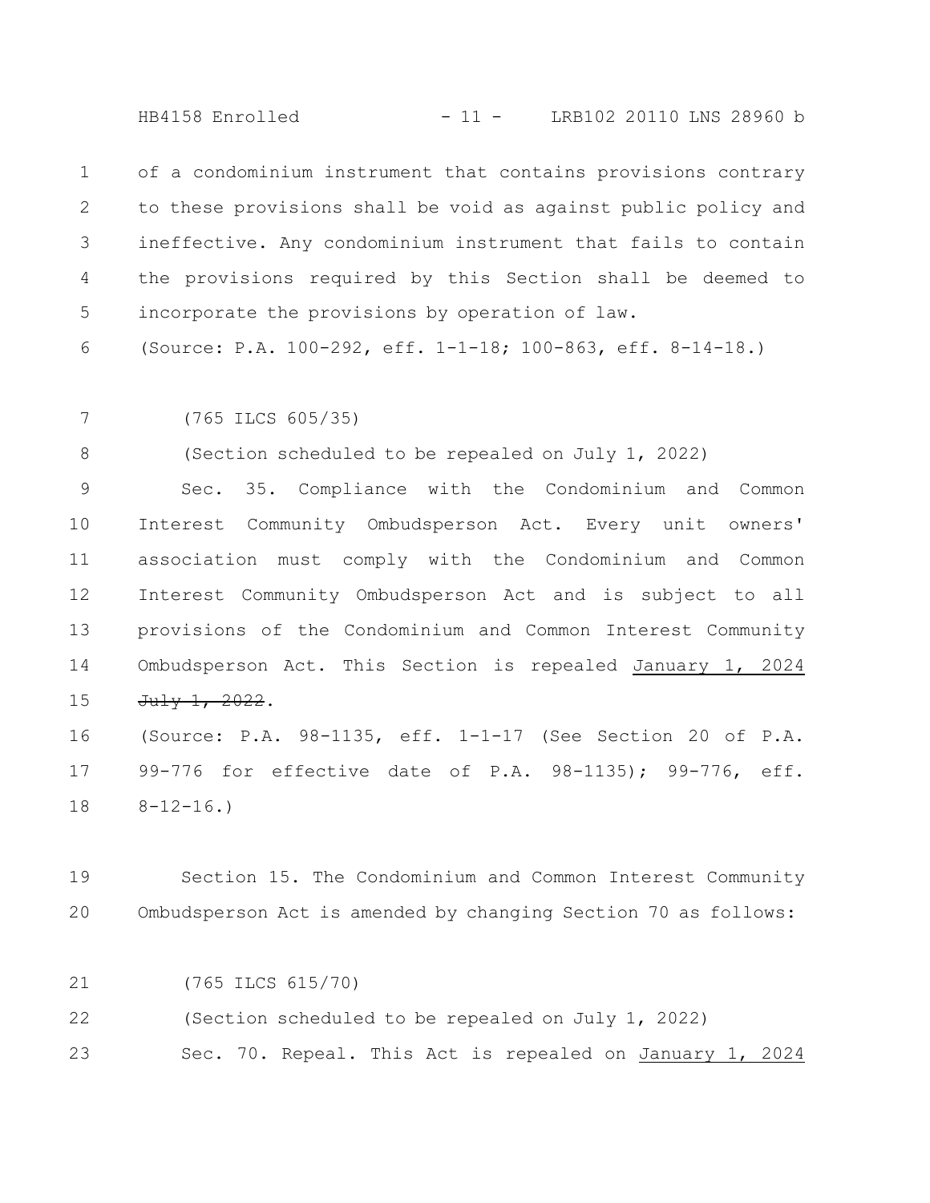of a condominium instrument that contains provisions contrary to these provisions shall be void as against public policy and ineffective. Any condominium instrument that fails to contain the provisions required by this Section shall be deemed to incorporate the provisions by operation of law.

(Source: P.A. 100-292, eff. 1-1-18; 100-863, eff. 8-14-18.)

(765 ILCS 605/35)

(Section scheduled to be repealed on July 1, 2022)

Sec. 35. Compliance with the Condominium and Common Interest Community Ombudsperson Act. Every unit owners' association must comply with the Condominium and Common Interest Community Ombudsperson Act and is subject to all provisions of the Condominium and Common Interest Community Ombudsperson Act. This Section is repealed <u>January 1, 2024</u> ~~July 1, 2022~~.

(Source: P.A. 98-1135, eff. 1-1-17 (See Section 20 of P.A. 99-776 for effective date of P.A. 98-1135); 99-776, eff. 8-12-16.)

Section 15. The Condominium and Common Interest Community Ombudsperson Act is amended by changing Section 70 as follows:

(765 ILCS 615/70)

(Section scheduled to be repealed on July 1, 2022)

Sec. 70. Repeal. This Act is repealed on <u>January 1, 2024</u>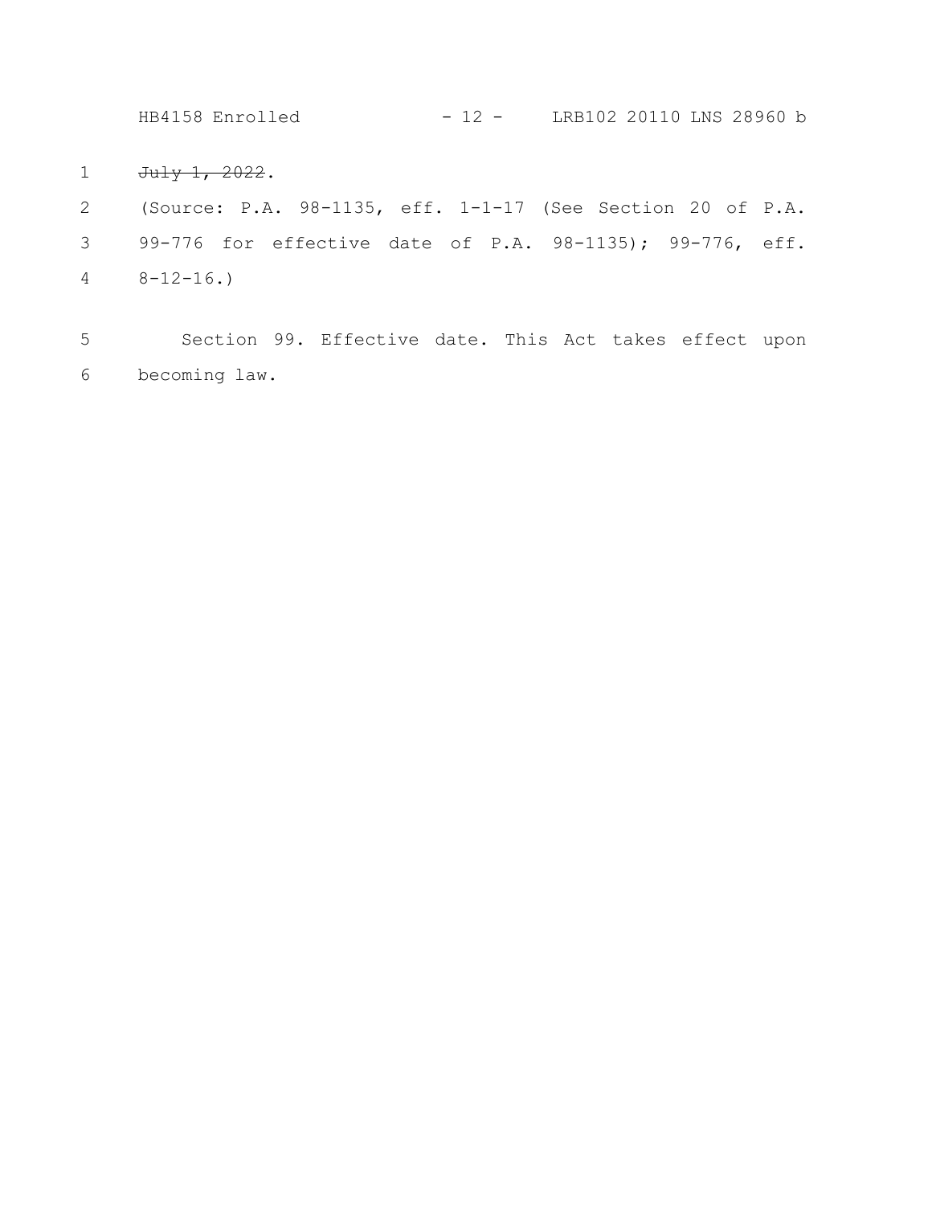~~July 1, 2022~~.

(Source: P.A. 98-1135, eff. 1-1-17 (See Section 20 of P.A. 99-776 for effective date of P.A. 98-1135); 99-776, eff. 8-12-16.)

Section 99. Effective date. This Act takes effect upon becoming law.